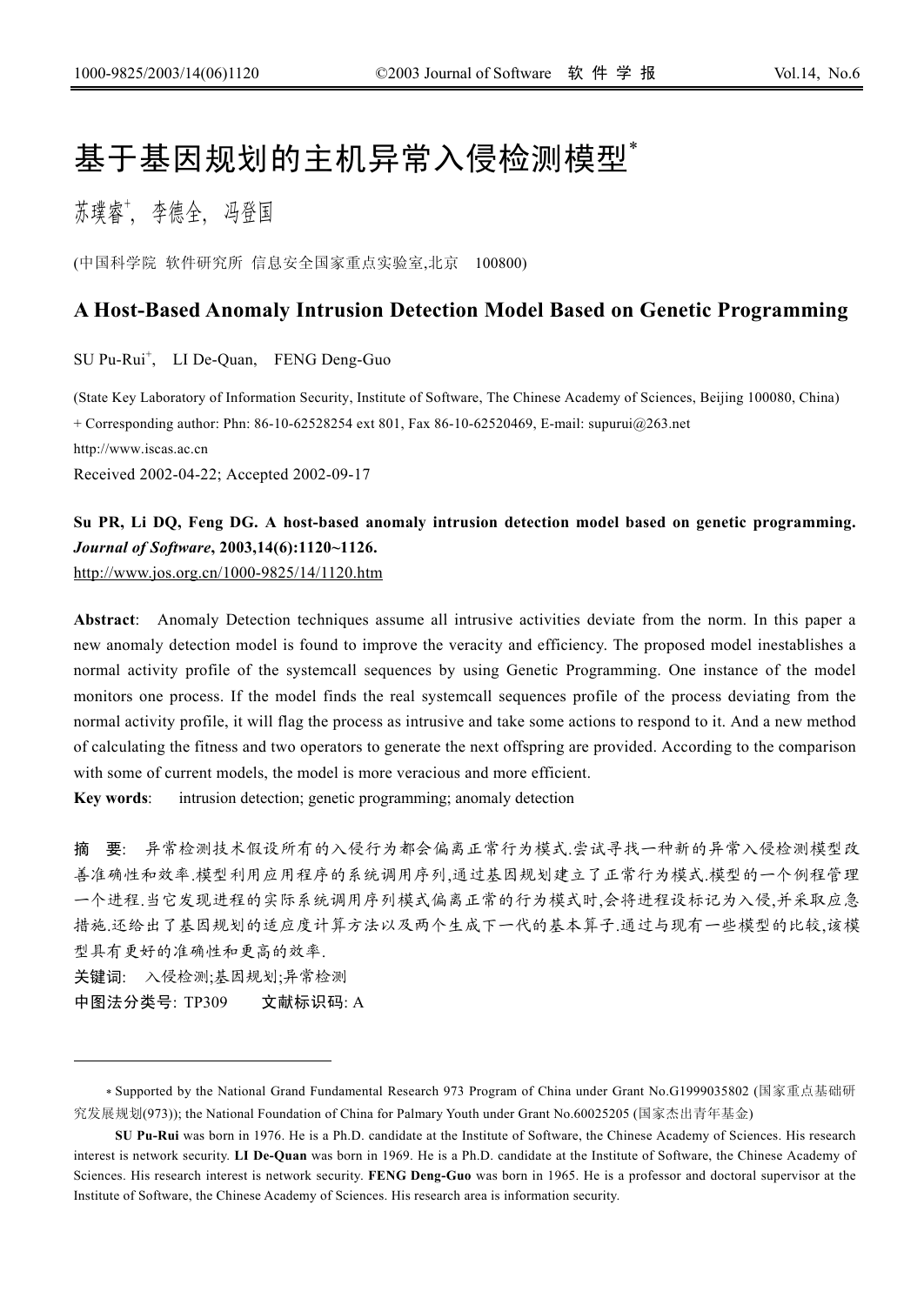# 基于基因规划的主机异常入侵检测模型*

苏璞睿+, 李德全, 冯登国

(中国科学院 软件研究所 信息安全国家重点实验室,北京 100800)

## A Host-Based Anomaly Intrusion Detection Model Based on Genetic Programming

SU Pu-Rui+, LI De-Quan, FENG Deng-Guo

(State Key Laboratory of Information Security, Institute of Software, The Chinese Academy of Sciences, Beijing 100080, China)

+ Corresponding author: Phn: 86-10-62528254 ext 801, Fax 86-10-62520469, E-mail: supurui@263.net

http://www.iscas.ac.cn

Received 2002-04-22; Accepted 2002-09-17

**Su PR, Li DQ, Feng DG. A host-based anomaly intrusion detection model based on genetic programming. *Journal of Software*, 2003,14(6):1120~1126.**

http://www.jos.org.cn/1000-9825/14/1120.htm

**Abstract**: Anomaly Detection techniques assume all intrusive activities deviate from the norm. In this paper a new anomaly detection model is found to improve the veracity and efficiency. The proposed model inestablishes a normal activity profile of the systemcall sequences by using Genetic Programming. One instance of the model monitors one process. If the model finds the real systemcall sequences profile of the process deviating from the normal activity profile, it will flag the process as intrusive and take some actions to respond to it. And a new method of calculating the fitness and two operators to generate the next offspring are provided. According to the comparison with some of current models, the model is more veracious and more efficient.

**Key words**: intrusion detection; genetic programming; anomaly detection

**摘 要**: 异常检测技术假设所有的入侵行为都会偏离正常行为模式.尝试寻找一种新的异常入侵检测模型改善准确性和效率.模型利用应用程序的系统调用序列,通过基因规划建立了正常行为模式.模型的一个例程管理一个进程.当它发现进程的实际系统调用序列模式偏离正常的行为模式时,会将进程设标记为入侵,并采取应急措施.还给出了基因规划的适应度计算方法以及两个生成下一代的基本算子.通过与现有一些模型的比较,该模型具有更好的准确性和更高的效率.

**关键词**: 入侵检测;基因规划;异常检测

**中图法分类号**: TP309　　**文献标识码**: A

---

* Supported by the National Grand Fundamental Research 973 Program of China under Grant No.G1999035802 (国家重点基础研究发展规划(973)); the National Foundation of China for Palmary Youth under Grant No.60025205 (国家杰出青年基金)

**SU Pu-Rui** was born in 1976. He is a Ph.D. candidate at the Institute of Software, the Chinese Academy of Sciences. His research interest is network security. **LI De-Quan** was born in 1969. He is a Ph.D. candidate at the Institute of Software, the Chinese Academy of Sciences. His research interest is network security. **FENG Deng-Guo** was born in 1965. He is a professor and doctoral supervisor at the Institute of Software, the Chinese Academy of Sciences. His research area is information security.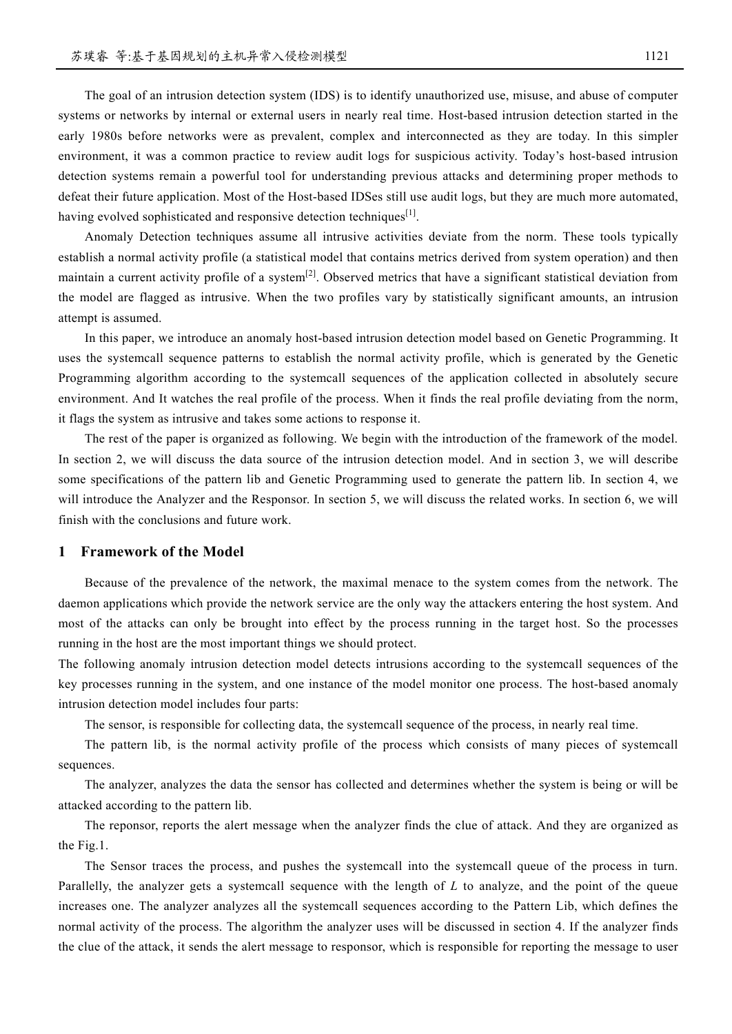The goal of an intrusion detection system (IDS) is to identify unauthorized use, misuse, and abuse of computer systems or networks by internal or external users in nearly real time. Host-based intrusion detection started in the early 1980s before networks were as prevalent, complex and interconnected as they are today. In this simpler environment, it was a common practice to review audit logs for suspicious activity. Today's host-based intrusion detection systems remain a powerful tool for understanding previous attacks and determining proper methods to defeat their future application. Most of the Host-based IDSes still use audit logs, but they are much more automated, having evolved sophisticated and responsive detection techniques[1].

Anomaly Detection techniques assume all intrusive activities deviate from the norm. These tools typically establish a normal activity profile (a statistical model that contains metrics derived from system operation) and then maintain a current activity profile of a system[2]. Observed metrics that have a significant statistical deviation from the model are flagged as intrusive. When the two profiles vary by statistically significant amounts, an intrusion attempt is assumed.

In this paper, we introduce an anomaly host-based intrusion detection model based on Genetic Programming. It uses the systemcall sequence patterns to establish the normal activity profile, which is generated by the Genetic Programming algorithm according to the systemcall sequences of the application collected in absolutely secure environment. And It watches the real profile of the process. When it finds the real profile deviating from the norm, it flags the system as intrusive and takes some actions to response it.

The rest of the paper is organized as following. We begin with the introduction of the framework of the model. In section 2, we will discuss the data source of the intrusion detection model. And in section 3, we will describe some specifications of the pattern lib and Genetic Programming used to generate the pattern lib. In section 4, we will introduce the Analyzer and the Responsor. In section 5, we will discuss the related works. In section 6, we will finish with the conclusions and future work.

## 1 Framework of the Model

Because of the prevalence of the network, the maximal menace to the system comes from the network. The daemon applications which provide the network service are the only way the attackers entering the host system. And most of the attacks can only be brought into effect by the process running in the target host. So the processes running in the host are the most important things we should protect.

The following anomaly intrusion detection model detects intrusions according to the systemcall sequences of the key processes running in the system, and one instance of the model monitor one process. The host-based anomaly intrusion detection model includes four parts:

The sensor, is responsible for collecting data, the systemcall sequence of the process, in nearly real time.

The pattern lib, is the normal activity profile of the process which consists of many pieces of systemcall sequences.

The analyzer, analyzes the data the sensor has collected and determines whether the system is being or will be attacked according to the pattern lib.

The reponsor, reports the alert message when the analyzer finds the clue of attack. And they are organized as the Fig.1.

The Sensor traces the process, and pushes the systemcall into the systemcall queue of the process in turn. Parallelly, the analyzer gets a systemcall sequence with the length of $L$ to analyze, and the point of the queue increases one. The analyzer analyzes all the systemcall sequences according to the Pattern Lib, which defines the normal activity of the process. The algorithm the analyzer uses will be discussed in section 4. If the analyzer finds the clue of the attack, it sends the alert message to responsor, which is responsible for reporting the message to user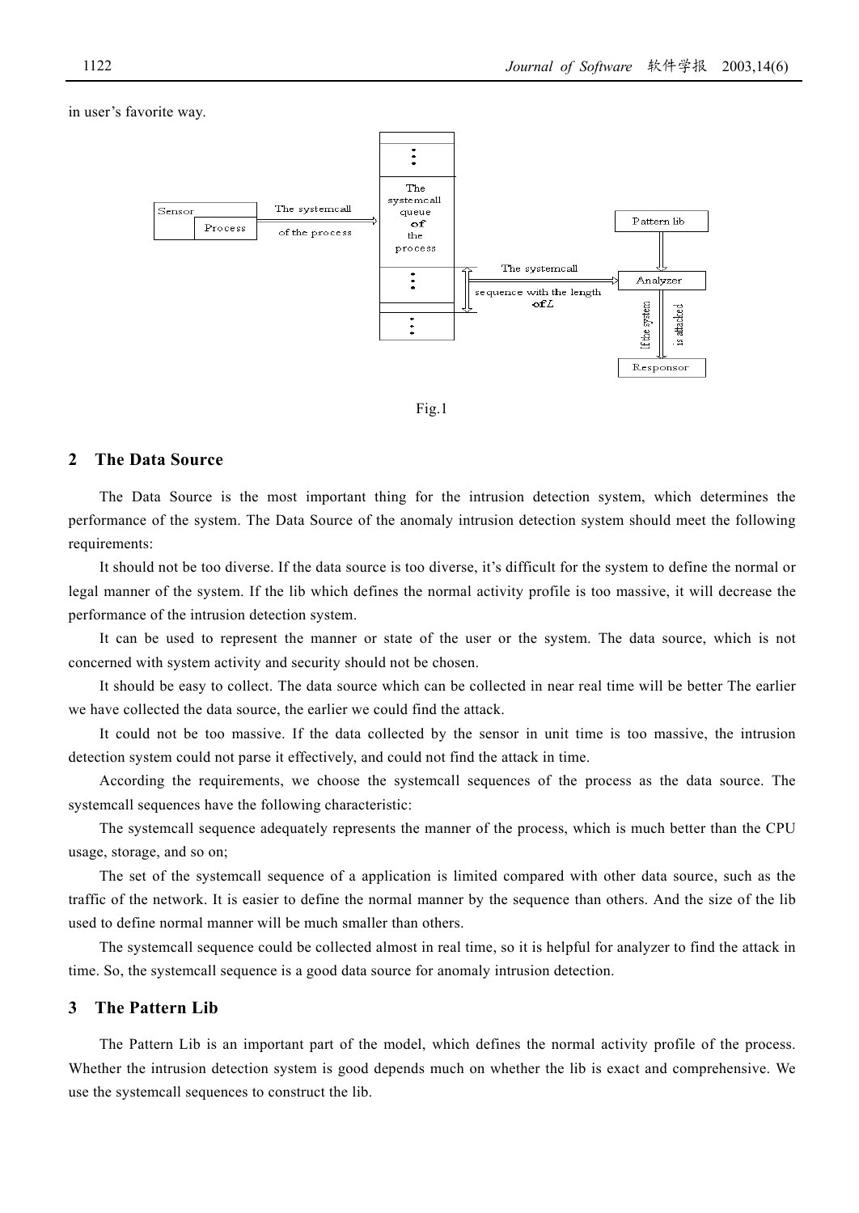in user's favorite way.

Fig.1

## 2 The Data Source

The Data Source is the most important thing for the intrusion detection system, which determines the performance of the system. The Data Source of the anomaly intrusion detection system should meet the following requirements:

It should not be too diverse. If the data source is too diverse, it's difficult for the system to define the normal or legal manner of the system. If the lib which defines the normal activity profile is too massive, it will decrease the performance of the intrusion detection system.

It can be used to represent the manner or state of the user or the system. The data source, which is not concerned with system activity and security should not be chosen.

It should be easy to collect. The data source which can be collected in near real time will be better The earlier we have collected the data source, the earlier we could find the attack.

It could not be too massive. If the data collected by the sensor in unit time is too massive, the intrusion detection system could not parse it effectively, and could not find the attack in time.

According the requirements, we choose the systemcall sequences of the process as the data source. The systemcall sequences have the following characteristic:

The systemcall sequence adequately represents the manner of the process, which is much better than the CPU usage, storage, and so on;

The set of the systemcall sequence of a application is limited compared with other data source, such as the traffic of the network. It is easier to define the normal manner by the sequence than others. And the size of the lib used to define normal manner will be much smaller than others.

The systemcall sequence could be collected almost in real time, so it is helpful for analyzer to find the attack in time. So, the systemcall sequence is a good data source for anomaly intrusion detection.

## 3 The Pattern Lib

The Pattern Lib is an important part of the model, which defines the normal activity profile of the process. Whether the intrusion detection system is good depends much on whether the lib is exact and comprehensive. We use the systemcall sequences to construct the lib.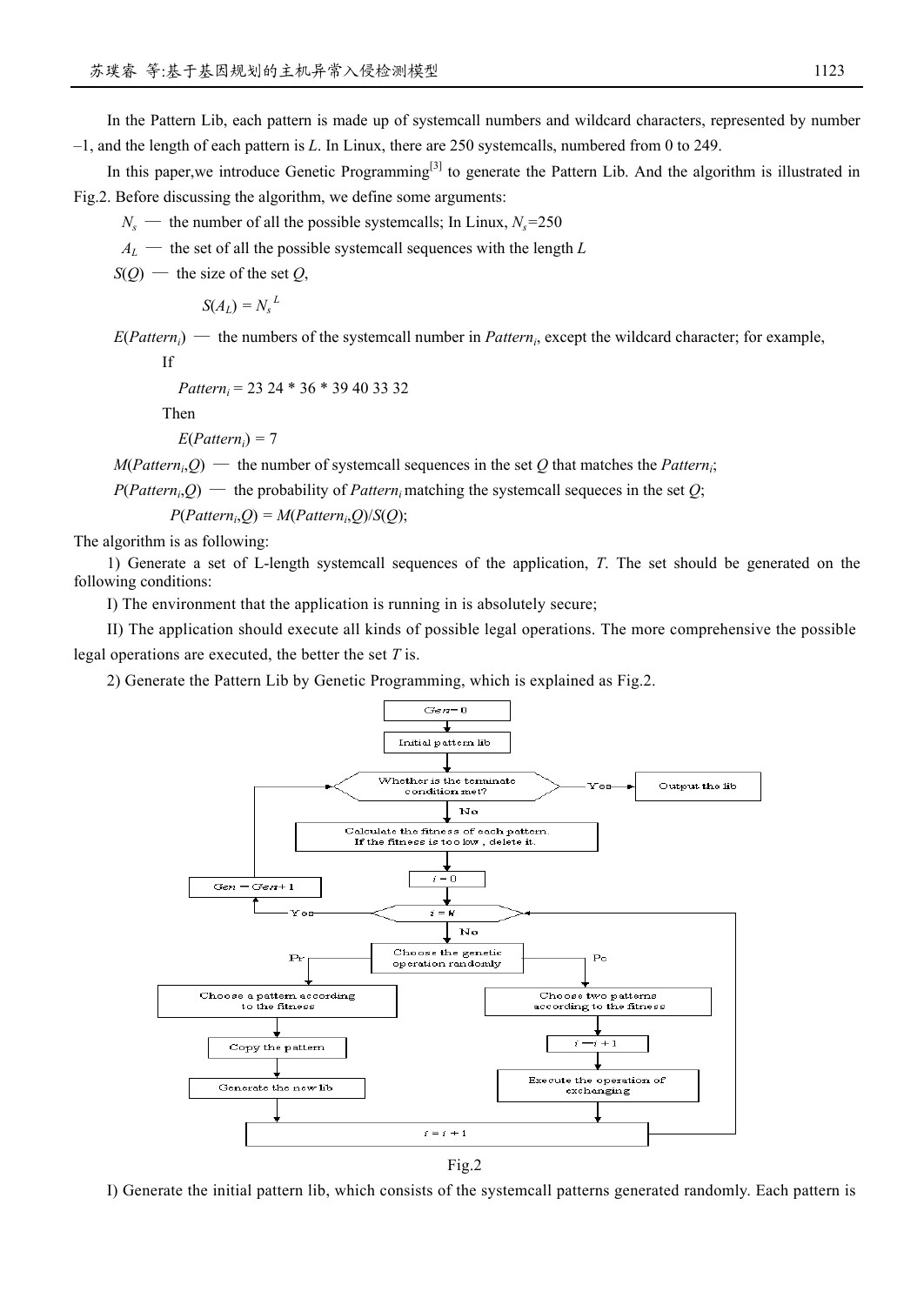In the Pattern Lib, each pattern is made up of systemcall numbers and wildcard characters, represented by number –1, and the length of each pattern is $L$. In Linux, there are 250 systemcalls, numbered from 0 to 249.

In this paper,we introduce Genetic Programming[3] to generate the Pattern Lib. And the algorithm is illustrated in Fig.2. Before discussing the algorithm, we define some arguments:

$N_s$ — the number of all the possible systemcalls; In Linux, $N_s$=250

$A_L$ — the set of all the possible systemcall sequences with the length $L$

$S(Q)$ — the size of the set $Q$,

$$S(A_L) = N_s^{\ L}$$

$E(Pattern_i)$ — the numbers of the systemcall number in $Pattern_i$, except the wildcard character; for example,

If

$Pattern_i$ = 23 24 * 36 * 39 40 33 32

Then

$E(Pattern_i) = 7$

$M(Pattern_i,Q)$ — the number of systemcall sequences in the set $Q$ that matches the $Pattern_i$;

$P(Pattern_i,Q)$ — the probability of $Pattern_i$ matching the systemcall sequeces in the set $Q$;

$$P(Pattern_i,Q) = M(Pattern_i,Q)/S(Q);$$

The algorithm is as following:

1) Generate a set of L-length systemcall sequences of the application, $T$. The set should be generated on the following conditions:

I) The environment that the application is running in is absolutely secure;

II) The application should execute all kinds of possible legal operations. The more comprehensive the possible legal operations are executed, the better the set $T$ is.

2) Generate the Pattern Lib by Genetic Programming, which is explained as Fig.2.

Gen=0 → Initial pattern lib → Whether is the terminate condition met? (Yes → Output the lib; No → Calculate the fitness of each pattern. If the fitness is too low, delete it.) → i = 0 → i = N (Yes → Gen = Gen+1 → back to terminate condition check; No → Choose the genetic operation randomly)

Pr: Choose a pattern according to the fitness → Copy the pattern → Generate the new lib → i = i + 1

Pc: Choose two patterns according to the fitness → i = i + 1 → Execute the operation of exchanging → i = i + 1

Fig.2

I) Generate the initial pattern lib, which consists of the systemcall patterns generated randomly. Each pattern is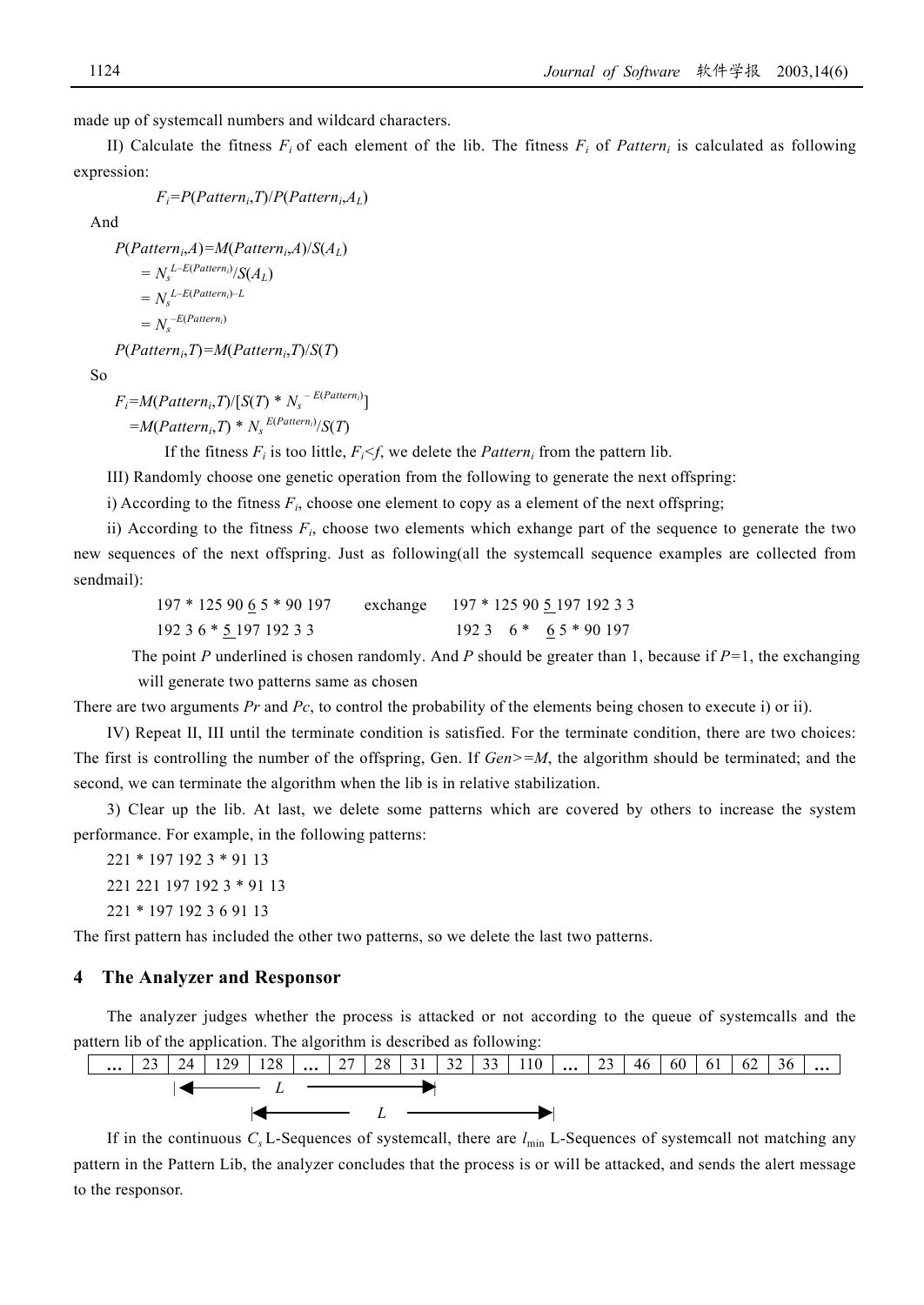made up of systemcall numbers and wildcard characters.

II) Calculate the fitness $F_i$ of each element of the lib. The fitness $F_i$ of $Pattern_i$ is calculated as following expression:

$$F_i=P(Pattern_i,T)/P(Pattern_i,A_L)$$

And

$$
\begin{aligned}
P(Pattern_i,A)&=M(Pattern_i,A)/S(A_L)\\
&= N_s^{L-E(Pattern_i)}/S(A_L)\\
&= N_s^{L-E(Pattern_i)-L}\\
&= N_s^{-E(Pattern_i)}
\end{aligned}
$$

$$P(Pattern_i,T)=M(Pattern_i,T)/S(T)$$

So

$$
\begin{aligned}
F_i&=M(Pattern_i,T)/[S(T) * N_s^{-E(Pattern_i)}]\\
&=M(Pattern_i,T) * N_s^{E(Pattern_i)}/S(T)
\end{aligned}
$$

If the fitness $F_i$ is too little, $F_i<f$, we delete the $Pattern_i$ from the pattern lib.

III) Randomly choose one genetic operation from the following to generate the next offspring:

i) According to the fitness $F_i$, choose one element to copy as a element of the next offspring;

ii) According to the fitness $F_i$, choose two elements which exhange part of the sequence to generate the two new sequences of the next offspring. Just as following(all the systemcall sequence examples are collected from sendmail):

```
197 * 125 90 6 5 * 90 197      exchange      197 * 125 90 5 197 192 3 3
192 3 6 * 5 197 192 3 3                       192 3   6 *   6 5 * 90 197
```

The point $P$ underlined is chosen randomly. And $P$ should be greater than 1, because if $P$=1, the exchanging will generate two patterns same as chosen

There are two arguments $Pr$ and $Pc$, to control the probability of the elements being chosen to execute i) or ii).

IV) Repeat II, III until the terminate condition is satisfied. For the terminate condition, there are two choices: The first is controlling the number of the offspring, Gen. If $Gen>=M$, the algorithm should be terminated; and the second, we can terminate the algorithm when the lib is in relative stabilization.

3) Clear up the lib. At last, we delete some patterns which are covered by others to increase the system performance. For example, in the following patterns:

221 * 197 192 3 * 91 13

221 221 197 192 3 * 91 13

221 * 197 192 3 6 91 13

The first pattern has included the other two patterns, so we delete the last two patterns.

## 4 The Analyzer and Responsor

The analyzer judges whether the process is attacked or not according to the queue of systemcalls and the pattern lib of the application. The algorithm is described as following:

| … | 23 | 24 | 129 | 128 | … | 27 | 28 | 31 | 32 | 33 | 110 | … | 23 | 46 | 60 | 61 | 62 | 36 | … |
|---|---|---|---|---|---|---|---|---|---|---|---|---|---|---|---|---|---|---|---|

|←— $L$ —→| (from 24 to 31)

|←— $L$ —→| (from 128 to 110)

If in the continuous $C_s$ L-Sequences of systemcall, there are $l_{\min}$ L-Sequences of systemcall not matching any pattern in the Pattern Lib, the analyzer concludes that the process is or will be attacked, and sends the alert message to the responsor.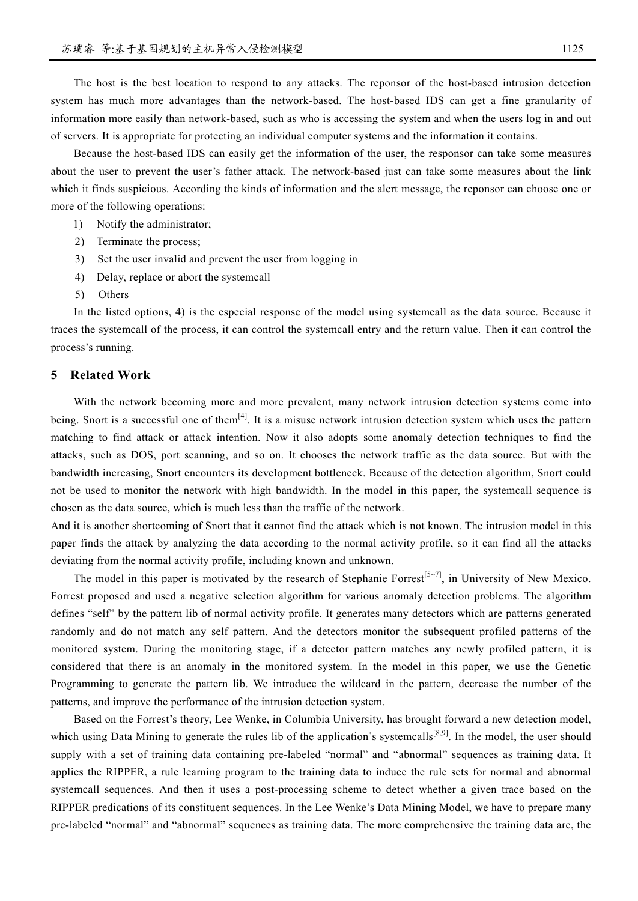The host is the best location to respond to any attacks. The reponsor of the host-based intrusion detection system has much more advantages than the network-based. The host-based IDS can get a fine granularity of information more easily than network-based, such as who is accessing the system and when the users log in and out of servers. It is appropriate for protecting an individual computer systems and the information it contains.

Because the host-based IDS can easily get the information of the user, the responsor can take some measures about the user to prevent the user's father attack. The network-based just can take some measures about the link which it finds suspicious. According the kinds of information and the alert message, the reponsor can choose one or more of the following operations:

1) Notify the administrator;
2) Terminate the process;
3) Set the user invalid and prevent the user from logging in
4) Delay, replace or abort the systemcall
5) Others

In the listed options, 4) is the especial response of the model using systemcall as the data source. Because it traces the systemcall of the process, it can control the systemcall entry and the return value. Then it can control the process's running.

## 5 Related Work

With the network becoming more and more prevalent, many network intrusion detection systems come into being. Snort is a successful one of them[4]. It is a misuse network intrusion detection system which uses the pattern matching to find attack or attack intention. Now it also adopts some anomaly detection techniques to find the attacks, such as DOS, port scanning, and so on. It chooses the network traffic as the data source. But with the bandwidth increasing, Snort encounters its development bottleneck. Because of the detection algorithm, Snort could not be used to monitor the network with high bandwidth. In the model in this paper, the systemcall sequence is chosen as the data source, which is much less than the traffic of the network.

And it is another shortcoming of Snort that it cannot find the attack which is not known. The intrusion model in this paper finds the attack by analyzing the data according to the normal activity profile, so it can find all the attacks deviating from the normal activity profile, including known and unknown.

The model in this paper is motivated by the research of Stephanie Forrest[5~7], in University of New Mexico. Forrest proposed and used a negative selection algorithm for various anomaly detection problems. The algorithm defines "self" by the pattern lib of normal activity profile. It generates many detectors which are patterns generated randomly and do not match any self pattern. And the detectors monitor the subsequent profiled patterns of the monitored system. During the monitoring stage, if a detector pattern matches any newly profiled pattern, it is considered that there is an anomaly in the monitored system. In the model in this paper, we use the Genetic Programming to generate the pattern lib. We introduce the wildcard in the pattern, decrease the number of the patterns, and improve the performance of the intrusion detection system.

Based on the Forrest's theory, Lee Wenke, in Columbia University, has brought forward a new detection model, which using Data Mining to generate the rules lib of the application's systemcalls[8,9]. In the model, the user should supply with a set of training data containing pre-labeled "normal" and "abnormal" sequences as training data. It applies the RIPPER, a rule learning program to the training data to induce the rule sets for normal and abnormal systemcall sequences. And then it uses a post-processing scheme to detect whether a given trace based on the RIPPER predications of its constituent sequences. In the Lee Wenke's Data Mining Model, we have to prepare many pre-labeled "normal" and "abnormal" sequences as training data. The more comprehensive the training data are, the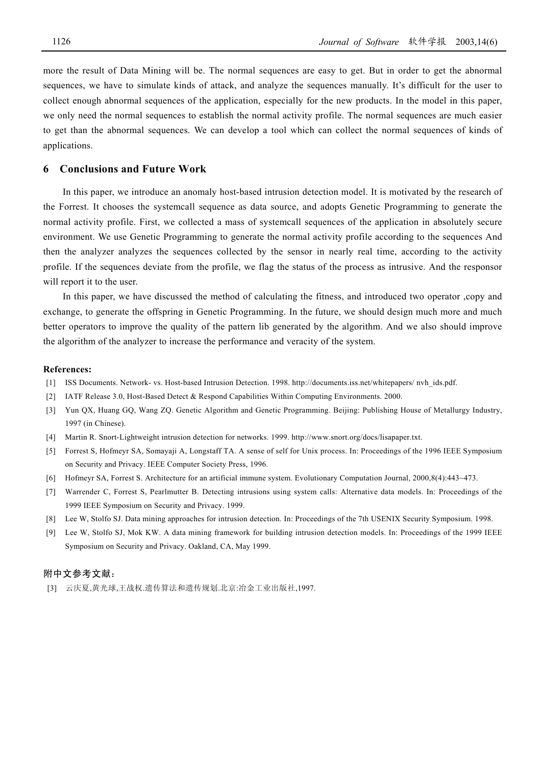more the result of Data Mining will be. The normal sequences are easy to get. But in order to get the abnormal sequences, we have to simulate kinds of attack, and analyze the sequences manually. It's difficult for the user to collect enough abnormal sequences of the application, especially for the new products. In the model in this paper, we only need the normal sequences to establish the normal activity profile. The normal sequences are much easier to get than the abnormal sequences. We can develop a tool which can collect the normal sequences of kinds of applications.

## 6 Conclusions and Future Work

In this paper, we introduce an anomaly host-based intrusion detection model. It is motivated by the research of the Forrest. It chooses the systemcall sequence as data source, and adopts Genetic Programming to generate the normal activity profile. First, we collected a mass of systemcall sequences of the application in absolutely secure environment. We use Genetic Programming to generate the normal activity profile according to the sequences And then the analyzer analyzes the sequences collected by the sensor in nearly real time, according to the activity profile. If the sequences deviate from the profile, we flag the status of the process as intrusive. And the responsor will report it to the user.

In this paper, we have discussed the method of calculating the fitness, and introduced two operator ,copy and exchange, to generate the offspring in Genetic Programming. In the future, we should design much more and much better operators to improve the quality of the pattern lib generated by the algorithm. And we also should improve the algorithm of the analyzer to increase the performance and veracity of the system.

**References:**

[1] ISS Documents. Network- vs. Host-based Intrusion Detection. 1998. http://documents.iss.net/whitepapers/ nvh_ids.pdf.

[2] IATF Release 3.0, Host-Based Detect & Respond Capabilities Within Computing Environments. 2000.

[3] Yun QX, Huang GQ, Wang ZQ. Genetic Algorithm and Genetic Programming. Beijing: Publishing House of Metallurgy Industry, 1997 (in Chinese).

[4] Martin R. Snort-Lightweight intrusion detection for networks. 1999. http://www.snort.org/docs/lisapaper.txt.

[5] Forrest S, Hofmeyr SA, Somayaji A, Longstaff TA. A sense of self for Unix process. In: Proceedings of the 1996 IEEE Symposium on Security and Privacy. IEEE Computer Society Press, 1996.

[6] Hofmeyr SA, Forrest S. Architecture for an artificial immune system. Evolutionary Computation Journal, 2000,8(4):443~473.

[7] Warrender C, Forrest S, Pearlmutter B. Detecting intrusions using system calls: Alternative data models. In: Proceedings of the 1999 IEEE Symposium on Security and Privacy. 1999.

[8] Lee W, Stolfo SJ. Data mining approaches for intrusion detection. In: Proceedings of the 7th USENIX Security Symposium. 1998.

[9] Lee W, Stolfo SJ, Mok KW. A data mining framework for building intrusion detection models. In: Proceedings of the 1999 IEEE Symposium on Security and Privacy. Oakland, CA, May 1999.

**附中文参考文献：**

[3] 云庆夏,黄光球,王战权.遗传算法和遗传规划.北京:冶金工业出版社,1997.